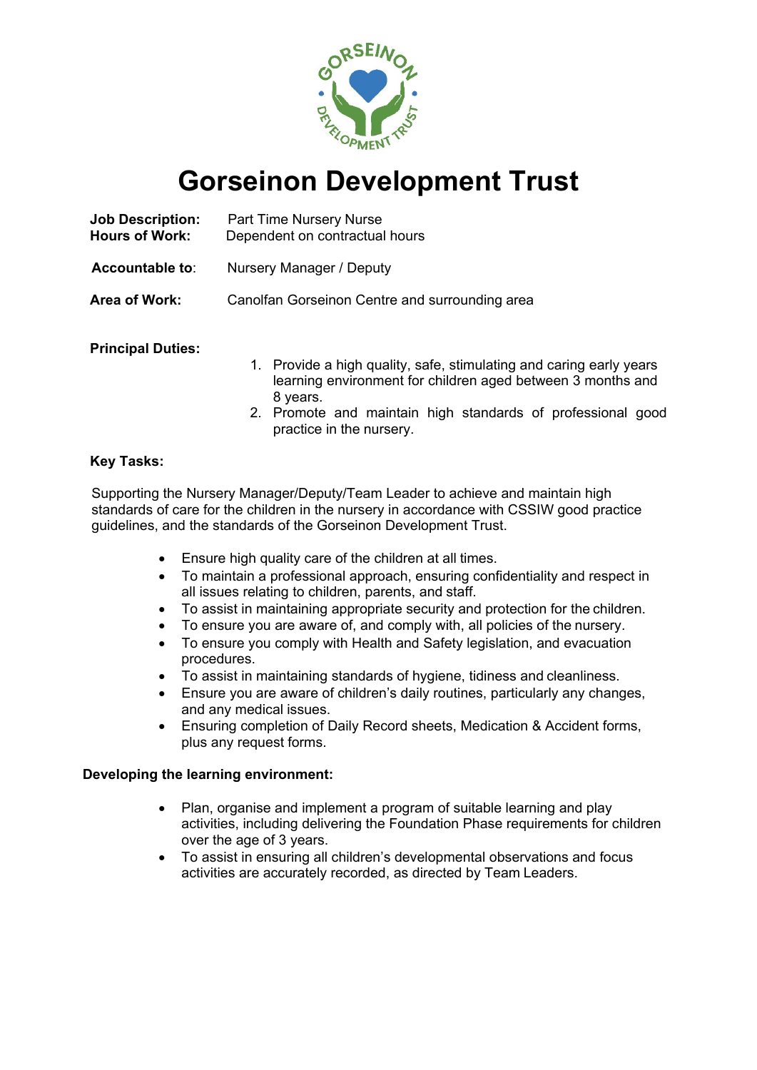# Gorseinon Development Trust

**Job Description:** Part Time Nursery Nurse
**Hours of Work:** Dependent on contractual hours

**Accountable to**: Nursery Manager / Deputy

**Area of Work:** Canolfan Gorseinon Centre and surrounding area

**Principal Duties:**

1. Provide a high quality, safe, stimulating and caring early years learning environment for children aged between 3 months and 8 years.
2. Promote and maintain high standards of professional good practice in the nursery.

**Key Tasks:**

Supporting the Nursery Manager/Deputy/Team Leader to achieve and maintain high standards of care for the children in the nursery in accordance with CSSIW good practice guidelines, and the standards of the Gorseinon Development Trust.

- Ensure high quality care of the children at all times.
- To maintain a professional approach, ensuring confidentiality and respect in all issues relating to children, parents, and staff.
- To assist in maintaining appropriate security and protection for the children.
- To ensure you are aware of, and comply with, all policies of the nursery.
- To ensure you comply with Health and Safety legislation, and evacuation procedures.
- To assist in maintaining standards of hygiene, tidiness and cleanliness.
- Ensure you are aware of children's daily routines, particularly any changes, and any medical issues.
- Ensuring completion of Daily Record sheets, Medication & Accident forms, plus any request forms.

**Developing the learning environment:**

- Plan, organise and implement a program of suitable learning and play activities, including delivering the Foundation Phase requirements for children over the age of 3 years.
- To assist in ensuring all children's developmental observations and focus activities are accurately recorded, as directed by Team Leaders.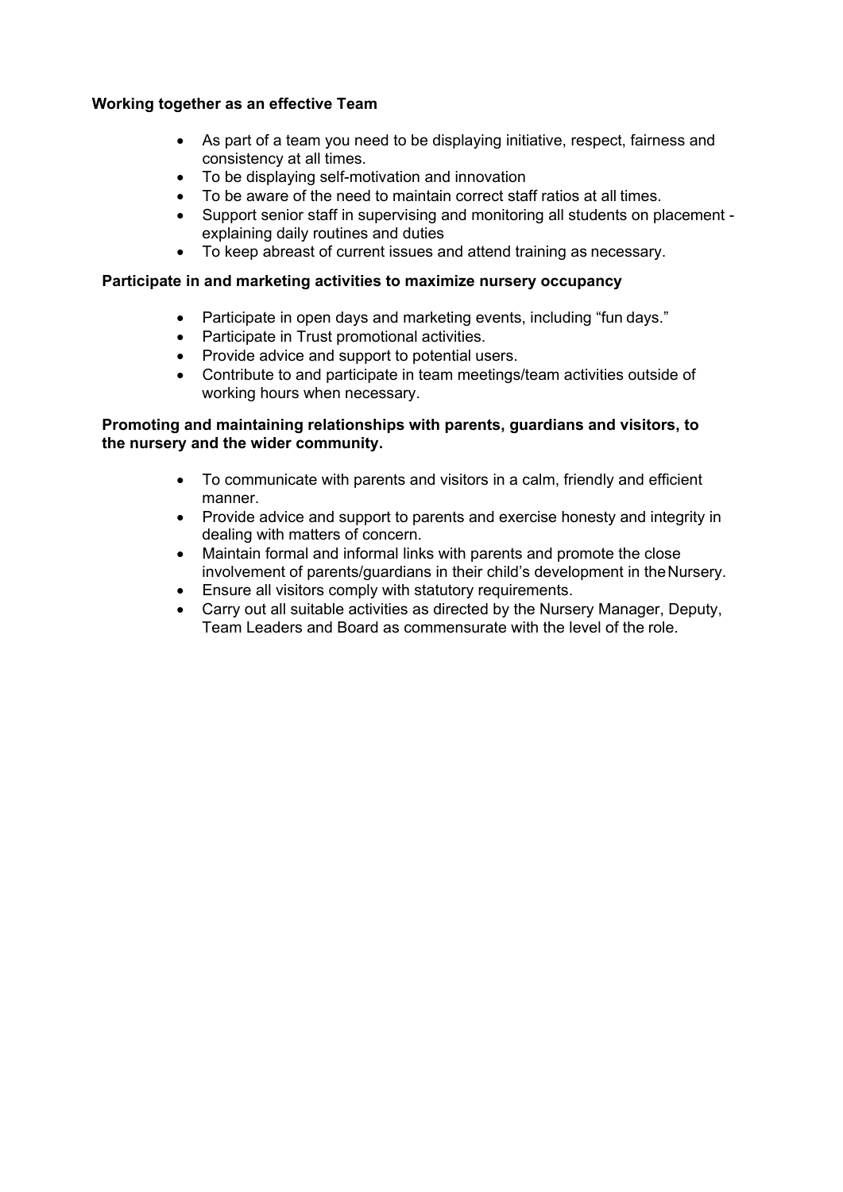**Working together as an effective Team**

- As part of a team you need to be displaying initiative, respect, fairness and consistency at all times.
- To be displaying self-motivation and innovation
- To be aware of the need to maintain correct staff ratios at all times.
- Support senior staff in supervising and monitoring all students on placement - explaining daily routines and duties
- To keep abreast of current issues and attend training as necessary.

**Participate in and marketing activities to maximize nursery occupancy**

- Participate in open days and marketing events, including "fun days."
- Participate in Trust promotional activities.
- Provide advice and support to potential users.
- Contribute to and participate in team meetings/team activities outside of working hours when necessary.

**Promoting and maintaining relationships with parents, guardians and visitors, to the nursery and the wider community.**

- To communicate with parents and visitors in a calm, friendly and efficient manner.
- Provide advice and support to parents and exercise honesty and integrity in dealing with matters of concern.
- Maintain formal and informal links with parents and promote the close involvement of parents/guardians in their child's development in the Nursery.
- Ensure all visitors comply with statutory requirements.
- Carry out all suitable activities as directed by the Nursery Manager, Deputy, Team Leaders and Board as commensurate with the level of the role.